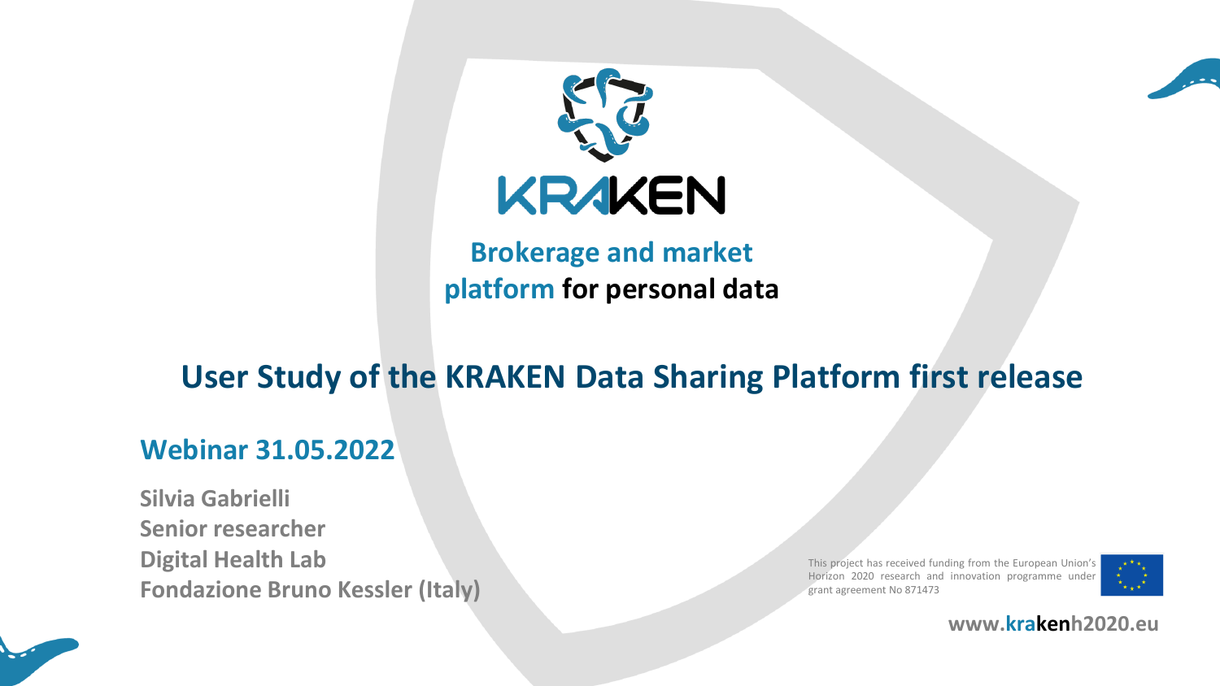# KRAKEN

**Brokerage and market platform for personal data**

## User Study of the KRAKEN Data Sharing Platform first release

### Webinar 31.05.2022

**Silvia Gabrielli**
**Senior researcher**
**Digital Health Lab**
**Fondazione Bruno Kessler (Italy)**

This project has received funding from the European Union's Horizon 2020 research and innovation programme under grant agreement No 871473

**www.krakenh2020.eu**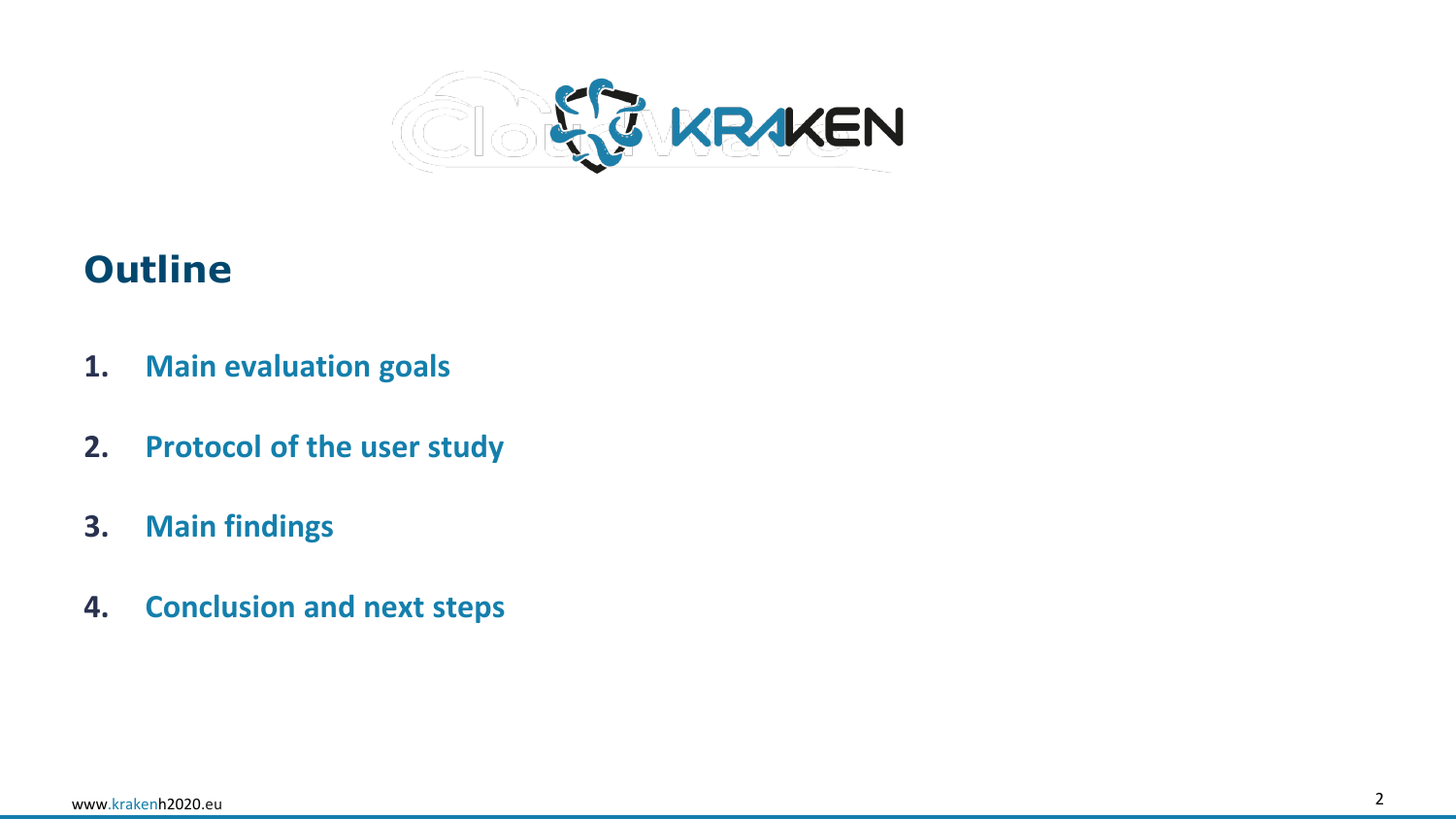## Outline

1. **Main evaluation goals**
2. **Protocol of the user study**
3. **Main findings**
4. **Conclusion and next steps**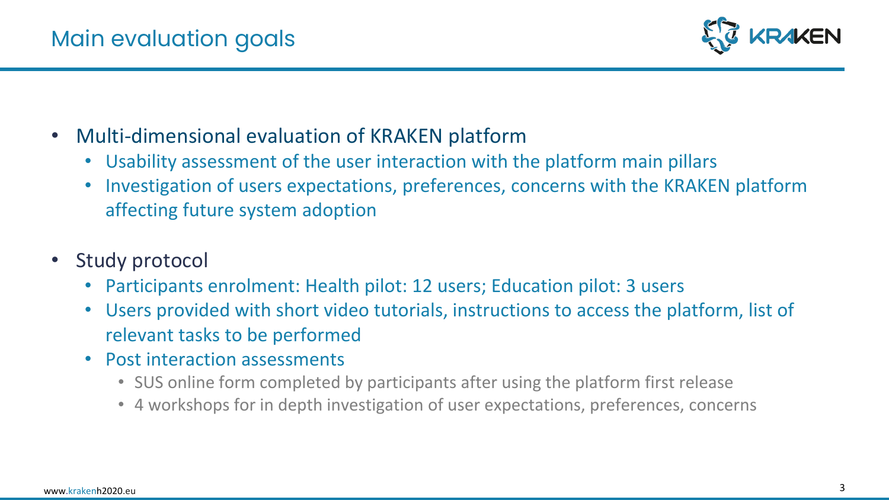# Main evaluation goals

- Multi-dimensional evaluation of KRAKEN platform
  - Usability assessment of the user interaction with the platform main pillars
  - Investigation of users expectations, preferences, concerns with the KRAKEN platform affecting future system adoption
- Study protocol
  - Participants enrolment: Health pilot: 12 users; Education pilot: 3 users
  - Users provided with short video tutorials, instructions to access the platform, list of relevant tasks to be performed
  - Post interaction assessments
    - SUS online form completed by participants after using the platform first release
    - 4 workshops for in depth investigation of user expectations, preferences, concerns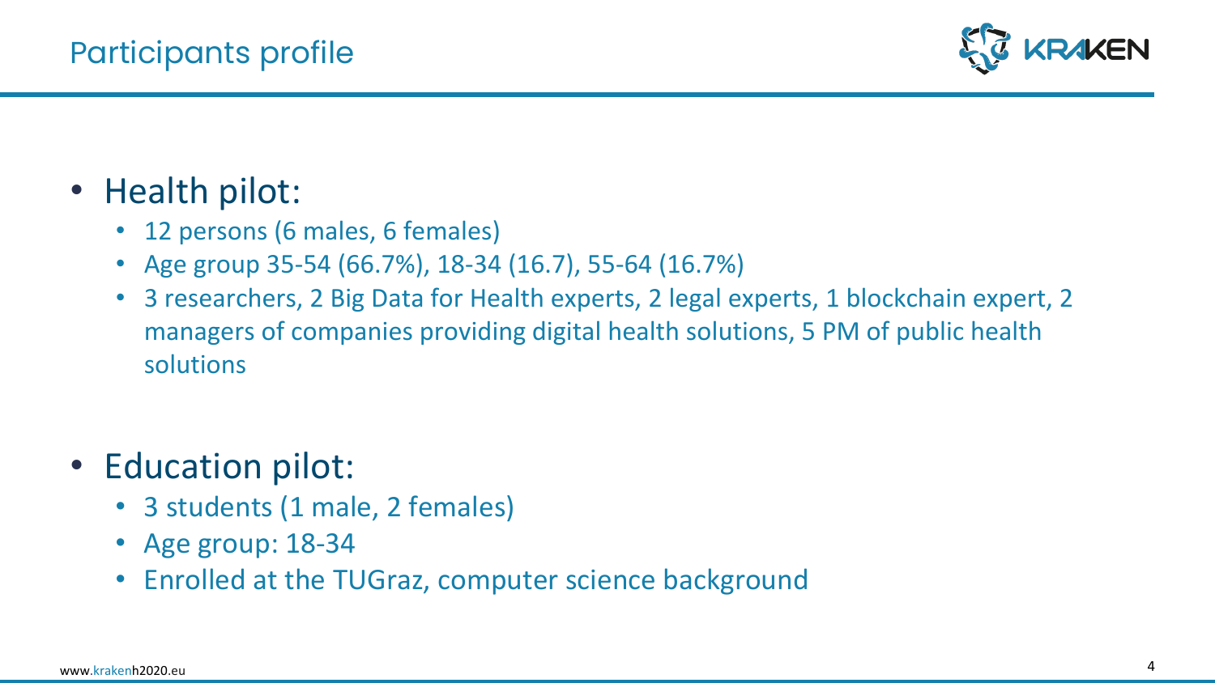# Participants profile

- Health pilot:
  - 12 persons (6 males, 6 females)
  - Age group 35-54 (66.7%), 18-34 (16.7), 55-64 (16.7%)
  - 3 researchers, 2 Big Data for Health experts, 2 legal experts, 1 blockchain expert, 2 managers of companies providing digital health solutions, 5 PM of public health solutions

- Education pilot:
  - 3 students (1 male, 2 females)
  - Age group: 18-34
  - Enrolled at the TUGraz, computer science background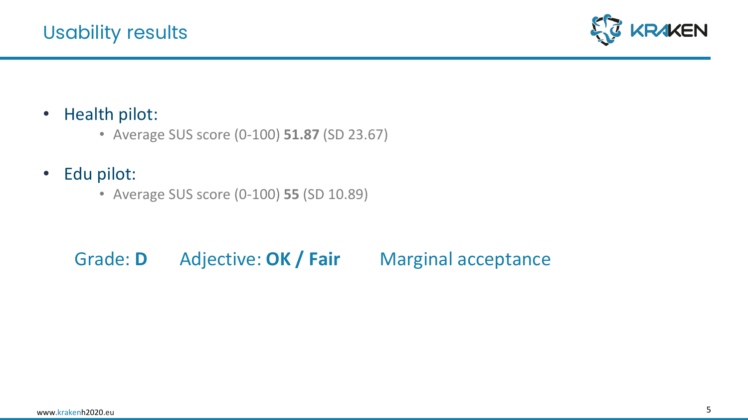# Usability results

- Health pilot:
  - Average SUS score (0-100) **51.87** (SD 23.67)
- Edu pilot:
  - Average SUS score (0-100) **55** (SD 10.89)

Grade: **D** Adjective: **OK / Fair** Marginal acceptance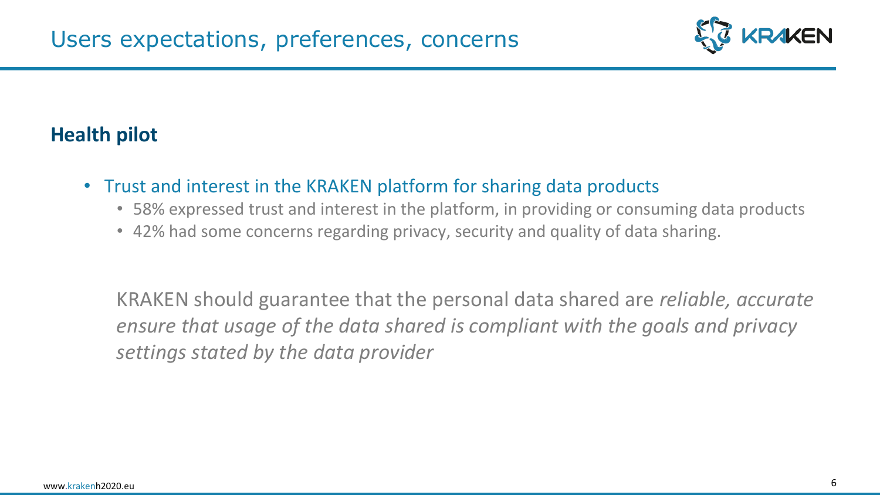# Users expectations, preferences, concerns

## Health pilot

- Trust and interest in the KRAKEN platform for sharing data products
  - 58% expressed trust and interest in the platform, in providing or consuming data products
  - 42% had some concerns regarding privacy, security and quality of data sharing.

KRAKEN should guarantee that the personal data shared are *reliable, accurate ensure that usage of the data shared is compliant with the goals and privacy settings stated by the data provider*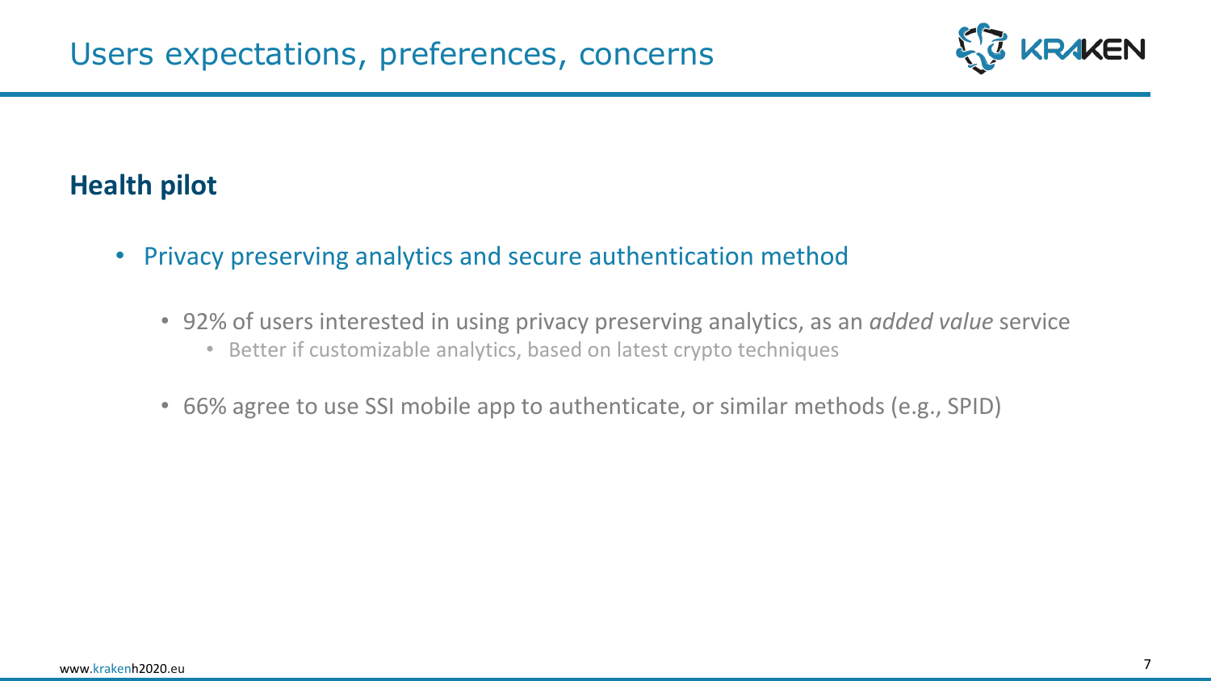# Users expectations, preferences, concerns

## Health pilot

- Privacy preserving analytics and secure authentication method
  - 92% of users interested in using privacy preserving analytics, as an *added value* service
    - Better if customizable analytics, based on latest crypto techniques
  - 66% agree to use SSI mobile app to authenticate, or similar methods (e.g., SPID)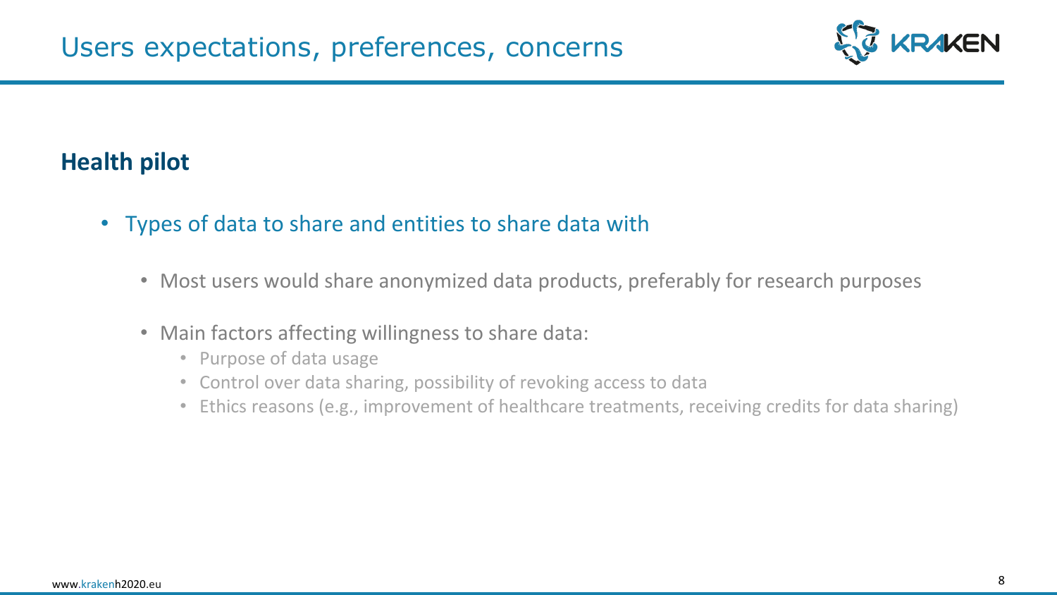# Users expectations, preferences, concerns

## Health pilot

- Types of data to share and entities to share data with
  - Most users would share anonymized data products, preferably for research purposes
  - Main factors affecting willingness to share data:
    - Purpose of data usage
    - Control over data sharing, possibility of revoking access to data
    - Ethics reasons (e.g., improvement of healthcare treatments, receiving credits for data sharing)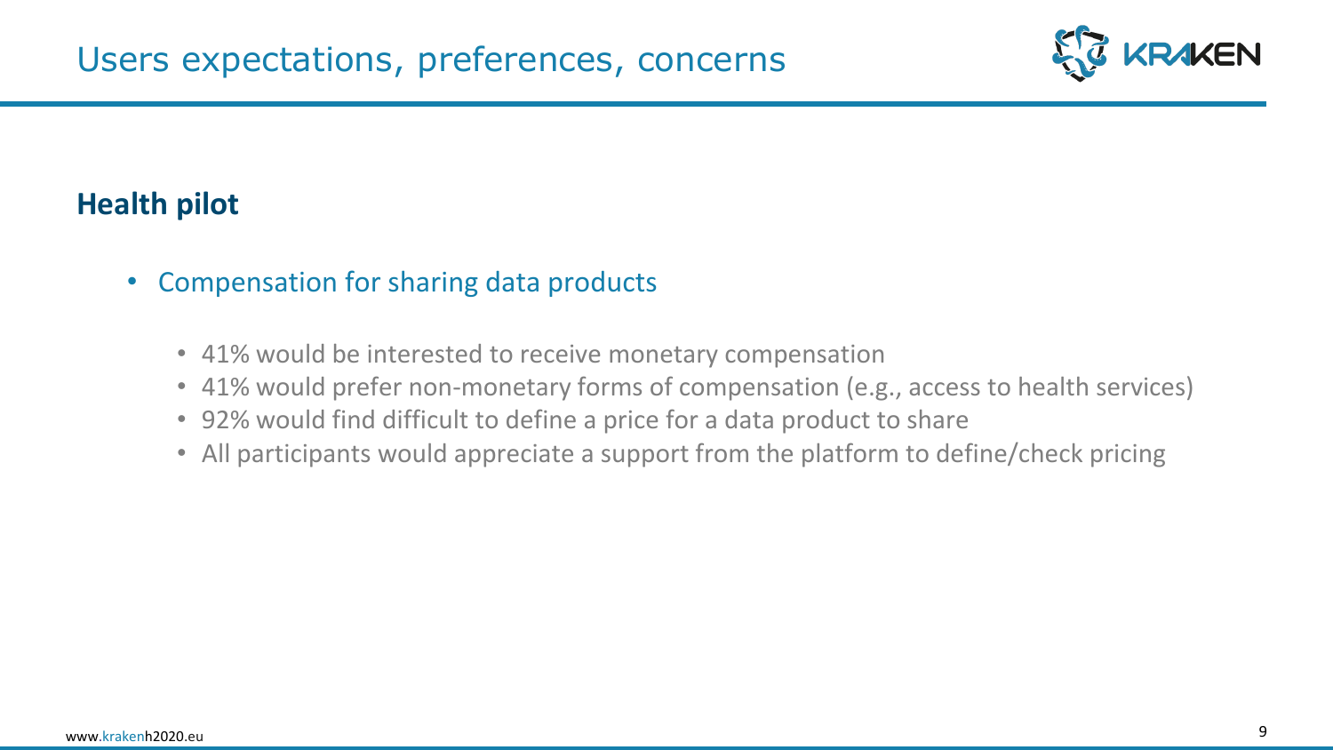# Users expectations, preferences, concerns

## Health pilot

- Compensation for sharing data products
  - 41% would be interested to receive monetary compensation
  - 41% would prefer non-monetary forms of compensation (e.g., access to health services)
  - 92% would find difficult to define a price for a data product to share
  - All participants would appreciate a support from the platform to define/check pricing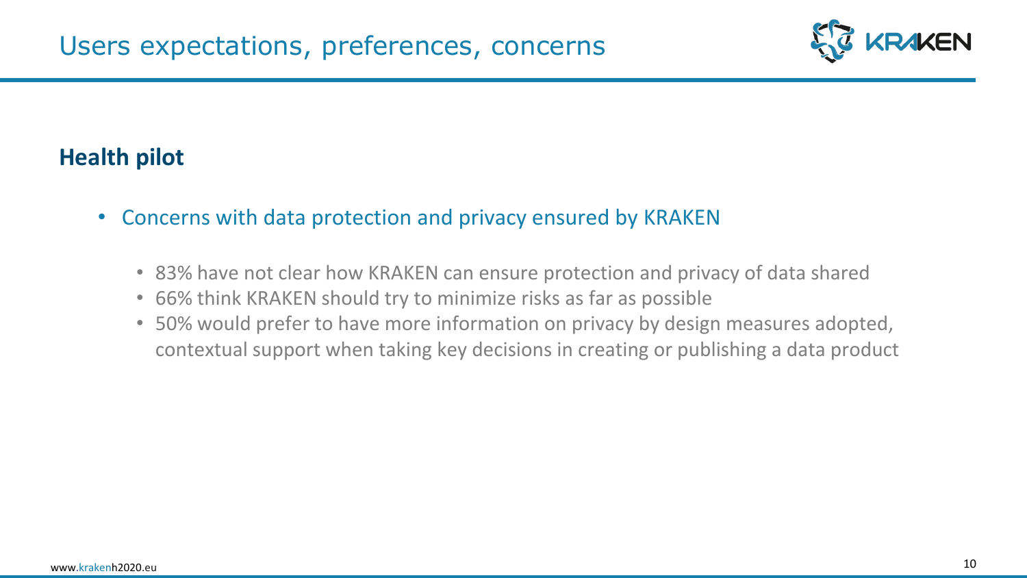# Users expectations, preferences, concerns

## Health pilot

- Concerns with data protection and privacy ensured by KRAKEN
  - 83% have not clear how KRAKEN can ensure protection and privacy of data shared
  - 66% think KRAKEN should try to minimize risks as far as possible
  - 50% would prefer to have more information on privacy by design measures adopted, contextual support when taking key decisions in creating or publishing a data product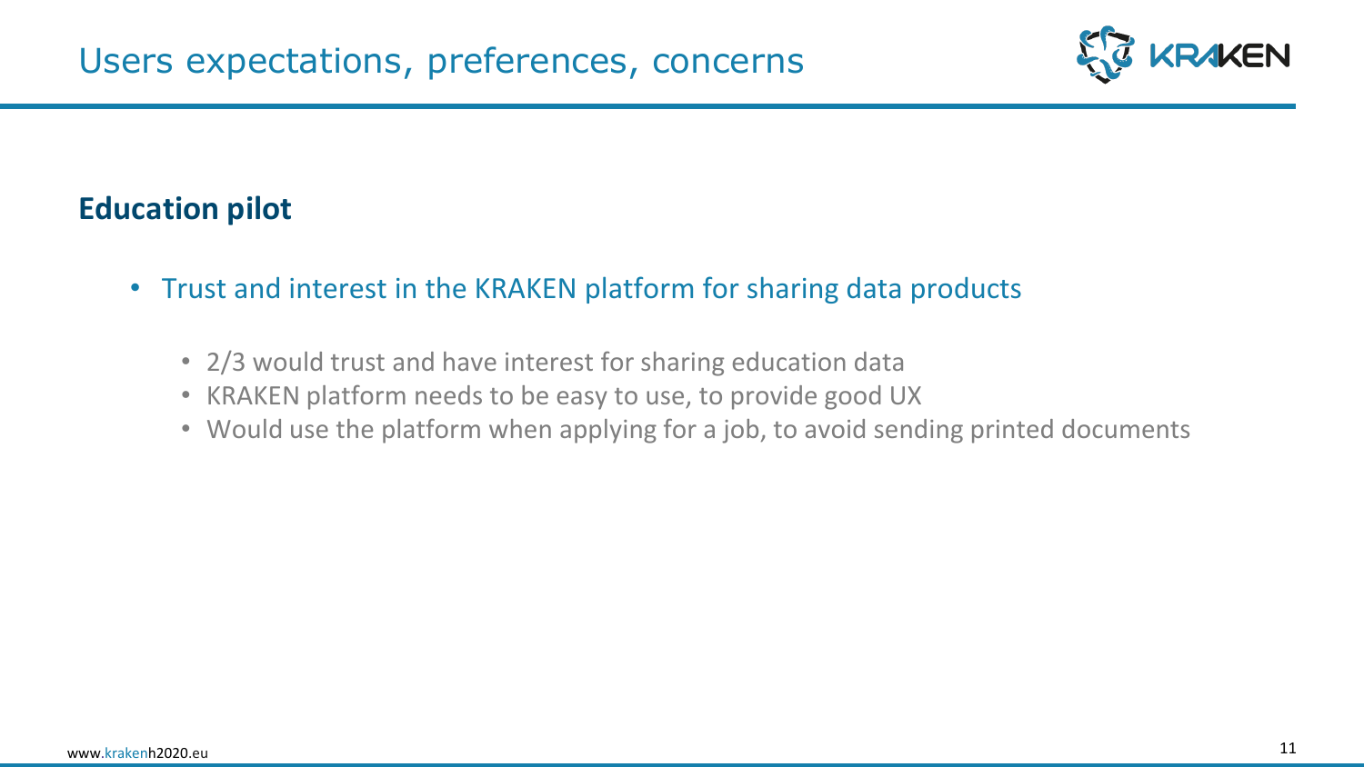# Users expectations, preferences, concerns

## Education pilot

- Trust and interest in the KRAKEN platform for sharing data products
  - 2/3 would trust and have interest for sharing education data
  - KRAKEN platform needs to be easy to use, to provide good UX
  - Would use the platform when applying for a job, to avoid sending printed documents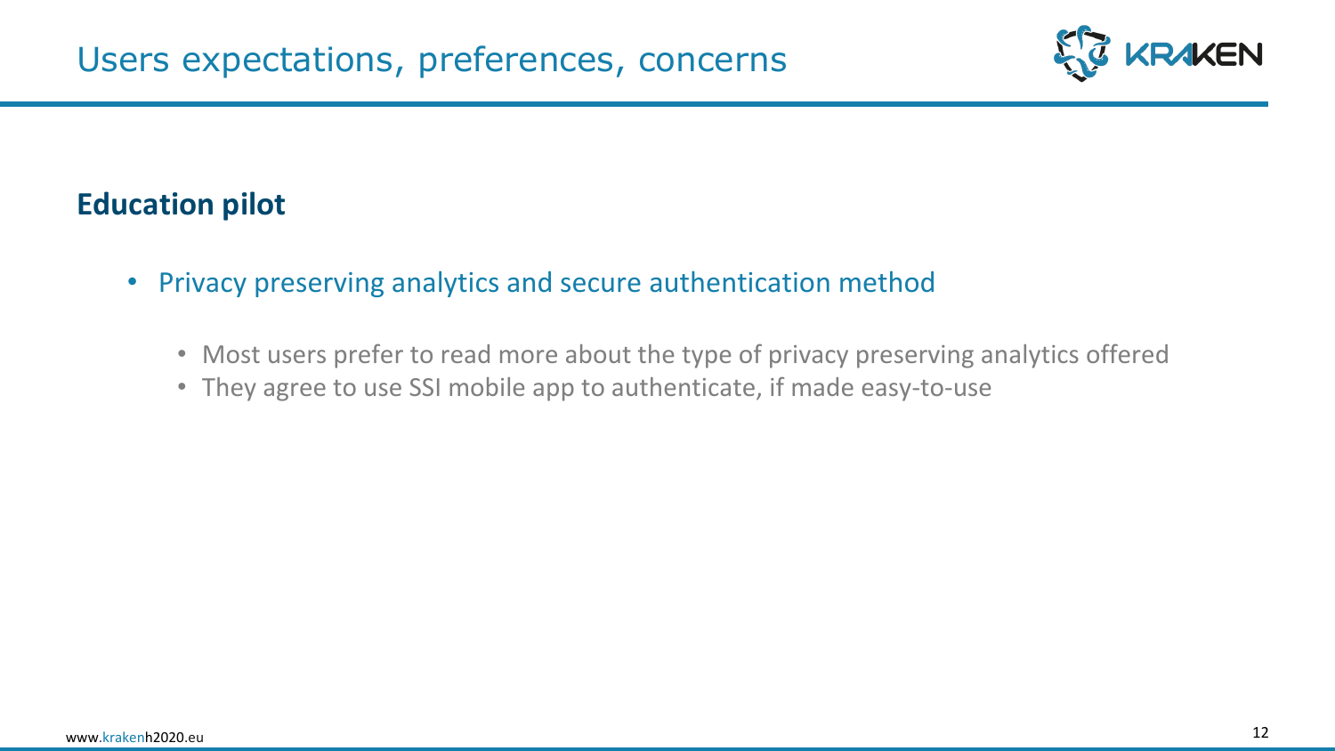# Users expectations, preferences, concerns

## Education pilot

- Privacy preserving analytics and secure authentication method
  - Most users prefer to read more about the type of privacy preserving analytics offered
  - They agree to use SSI mobile app to authenticate, if made easy-to-use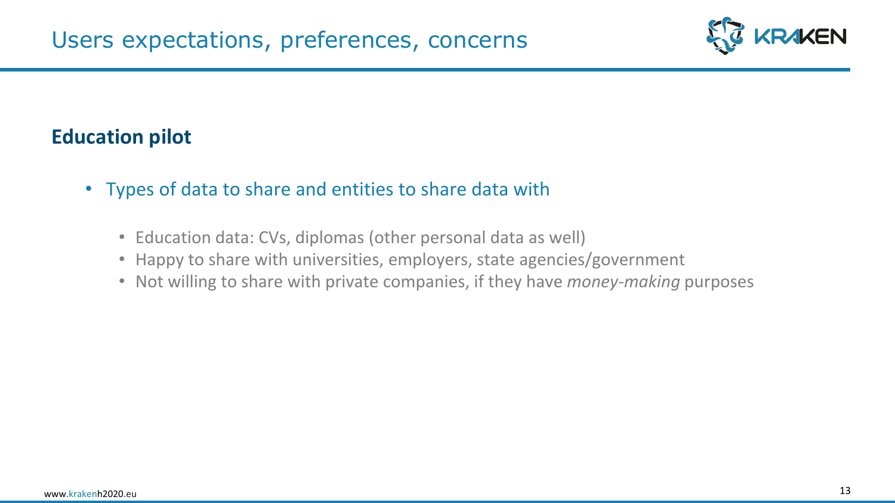# Users expectations, preferences, concerns

## Education pilot

- Types of data to share and entities to share data with
  - Education data: CVs, diplomas (other personal data as well)
  - Happy to share with universities, employers, state agencies/government
  - Not willing to share with private companies, if they have *money-making* purposes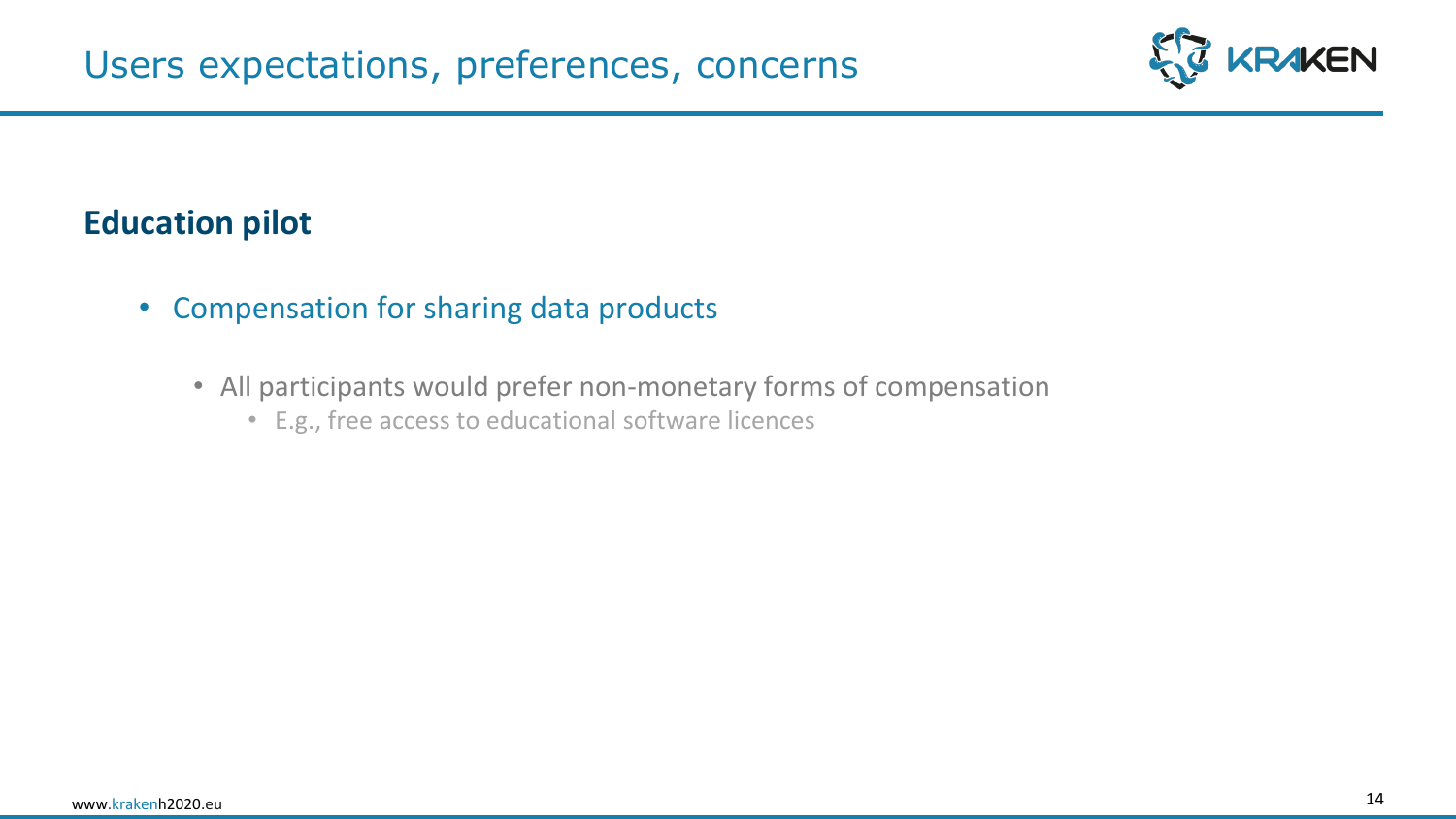# Users expectations, preferences, concerns

## Education pilot

- Compensation for sharing data products
  - All participants would prefer non-monetary forms of compensation
    - E.g., free access to educational software licences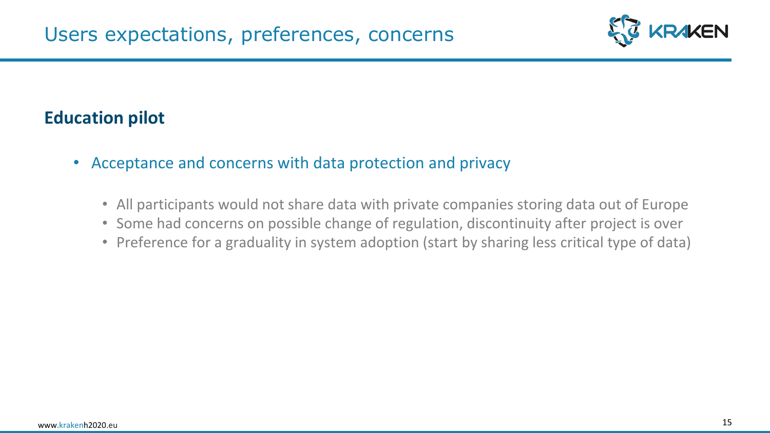# Users expectations, preferences, concerns

## Education pilot

- Acceptance and concerns with data protection and privacy
  - All participants would not share data with private companies storing data out of Europe
  - Some had concerns on possible change of regulation, discontinuity after project is over
  - Preference for a graduality in system adoption (start by sharing less critical type of data)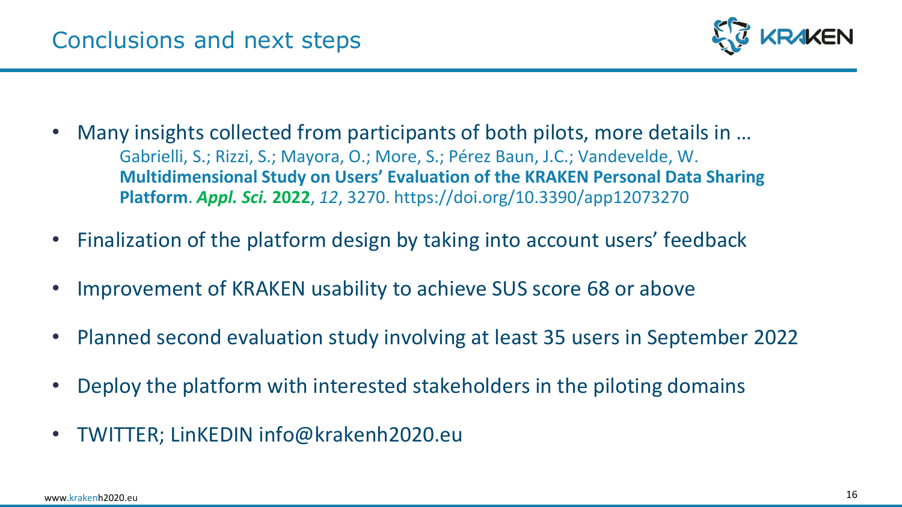# Conclusions and next steps

- Many insights collected from participants of both pilots, more details in …
  Gabrielli, S.; Rizzi, S.; Mayora, O.; More, S.; Pérez Baun, J.C.; Vandevelde, W. **Multidimensional Study on Users' Evaluation of the KRAKEN Personal Data Sharing Platform**. ***Appl. Sci.*** **2022**, *12*, 3270. https://doi.org/10.3390/app12073270
- Finalization of the platform design by taking into account users' feedback
- Improvement of KRAKEN usability to achieve SUS score 68 or above
- Planned second evaluation study involving at least 35 users in September 2022
- Deploy the platform with interested stakeholders in the piloting domains
- TWITTER; LinKEDIN info@krakenh2020.eu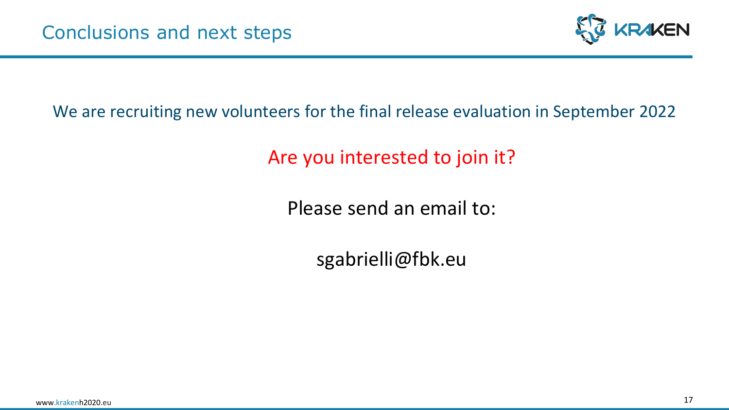# Conclusions and next steps

We are recruiting new volunteers for the final release evaluation in September 2022

Are you interested to join it?

Please send an email to:

sgabrielli@fbk.eu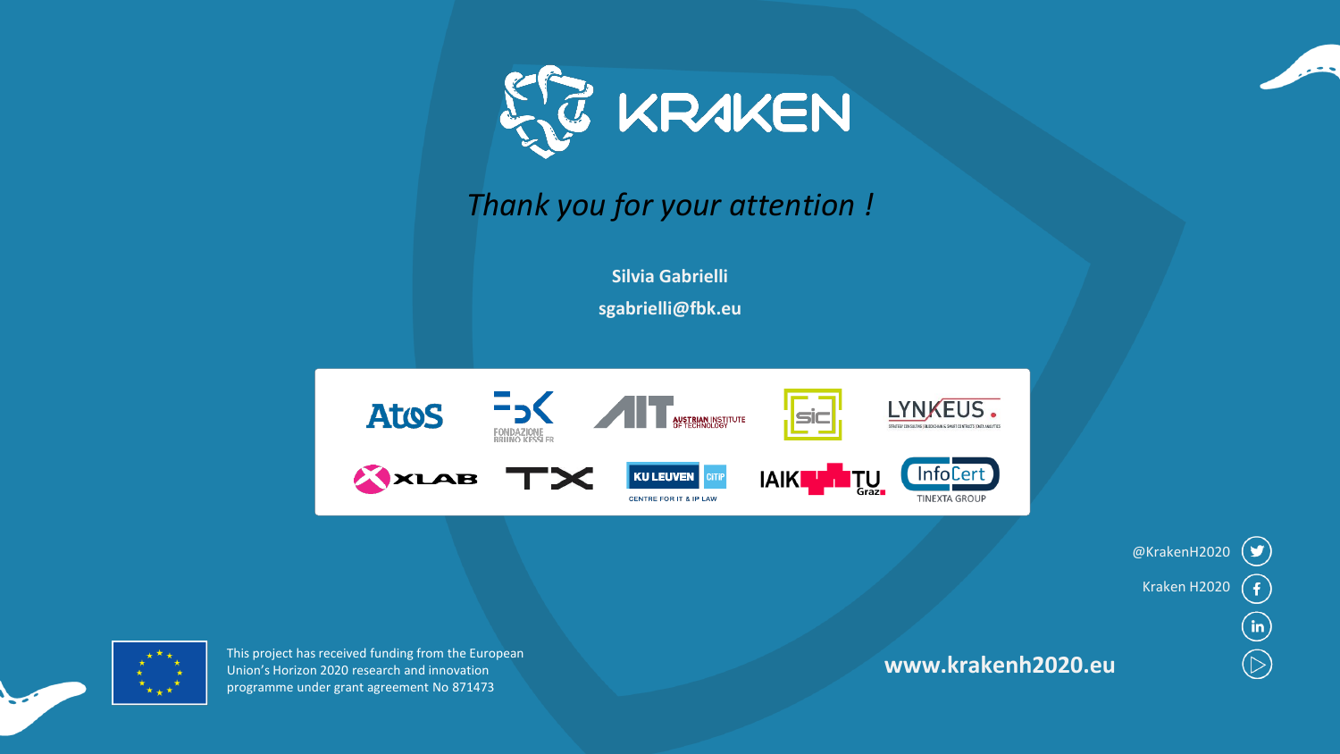# KRAKEN

*Thank you for your attention !*

**Silvia Gabrielli**

**sgabrielli@fbk.eu**

@KrakenH2020

Kraken H2020

This project has received funding from the European Union's Horizon 2020 research and innovation programme under grant agreement No 871473

**www.krakenh2020.eu**